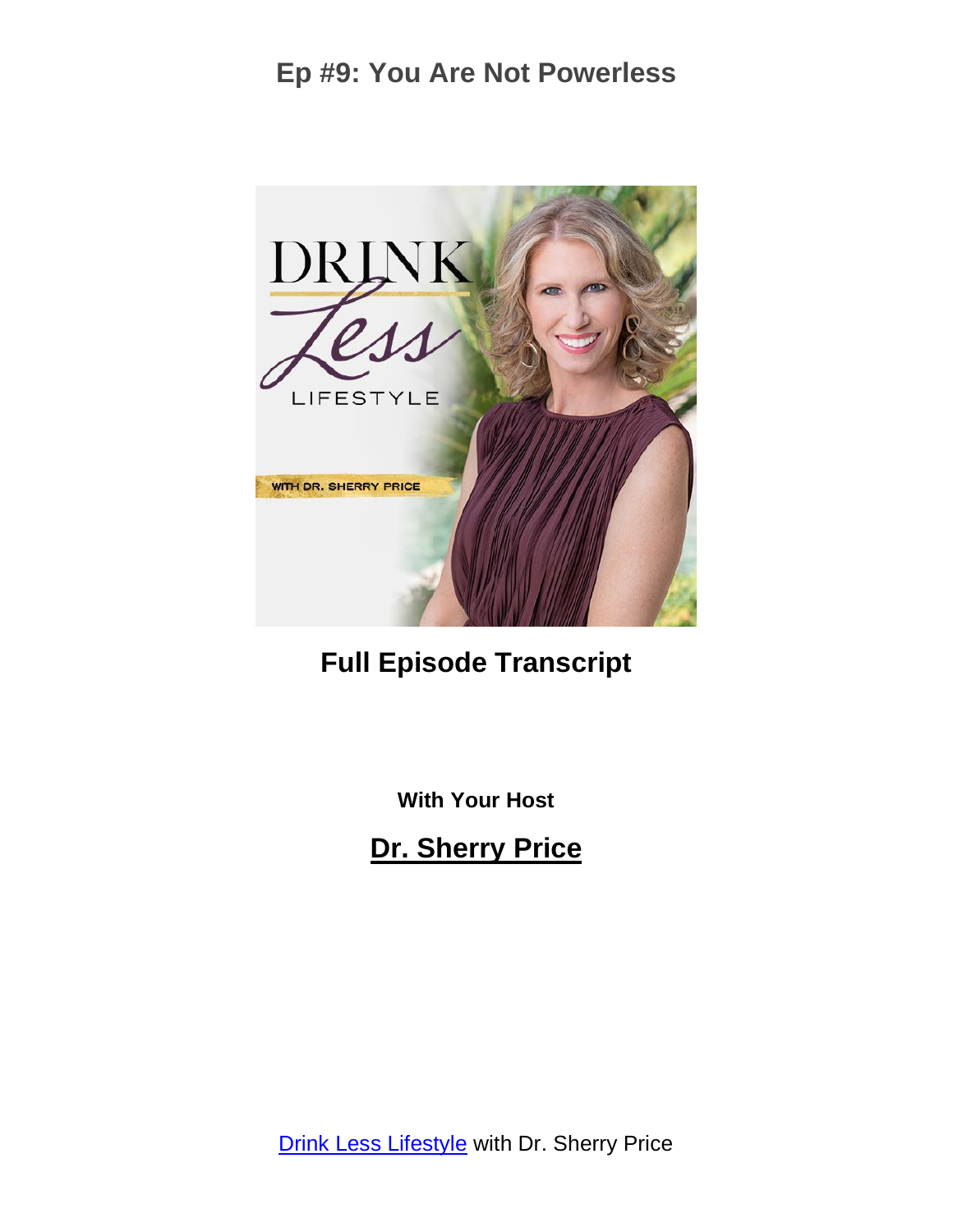# Ep #9: You Are Not Powerless

## Full Episode Transcript

**With Your Host**

## Dr. Sherry Price

Drink Less Lifestyle with Dr. Sherry Price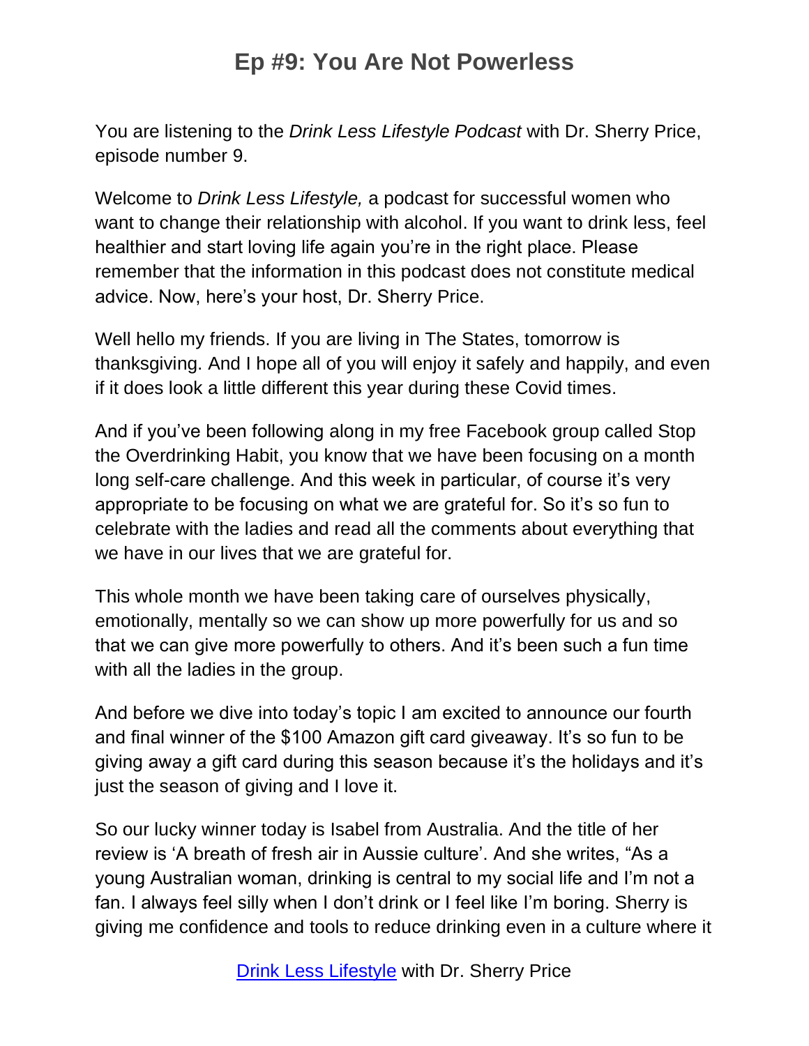# Ep #9: You Are Not Powerless

You are listening to the *Drink Less Lifestyle Podcast* with Dr. Sherry Price, episode number 9.

Welcome to *Drink Less Lifestyle,* a podcast for successful women who want to change their relationship with alcohol. If you want to drink less, feel healthier and start loving life again you're in the right place. Please remember that the information in this podcast does not constitute medical advice. Now, here's your host, Dr. Sherry Price.

Well hello my friends. If you are living in The States, tomorrow is thanksgiving. And I hope all of you will enjoy it safely and happily, and even if it does look a little different this year during these Covid times.

And if you've been following along in my free Facebook group called Stop the Overdrinking Habit, you know that we have been focusing on a month long self-care challenge. And this week in particular, of course it's very appropriate to be focusing on what we are grateful for. So it's so fun to celebrate with the ladies and read all the comments about everything that we have in our lives that we are grateful for.

This whole month we have been taking care of ourselves physically, emotionally, mentally so we can show up more powerfully for us and so that we can give more powerfully to others. And it's been such a fun time with all the ladies in the group.

And before we dive into today's topic I am excited to announce our fourth and final winner of the $100 Amazon gift card giveaway. It's so fun to be giving away a gift card during this season because it's the holidays and it's just the season of giving and I love it.

So our lucky winner today is Isabel from Australia. And the title of her review is 'A breath of fresh air in Aussie culture'. And she writes, "As a young Australian woman, drinking is central to my social life and I'm not a fan. I always feel silly when I don't drink or I feel like I'm boring. Sherry is giving me confidence and tools to reduce drinking even in a culture where it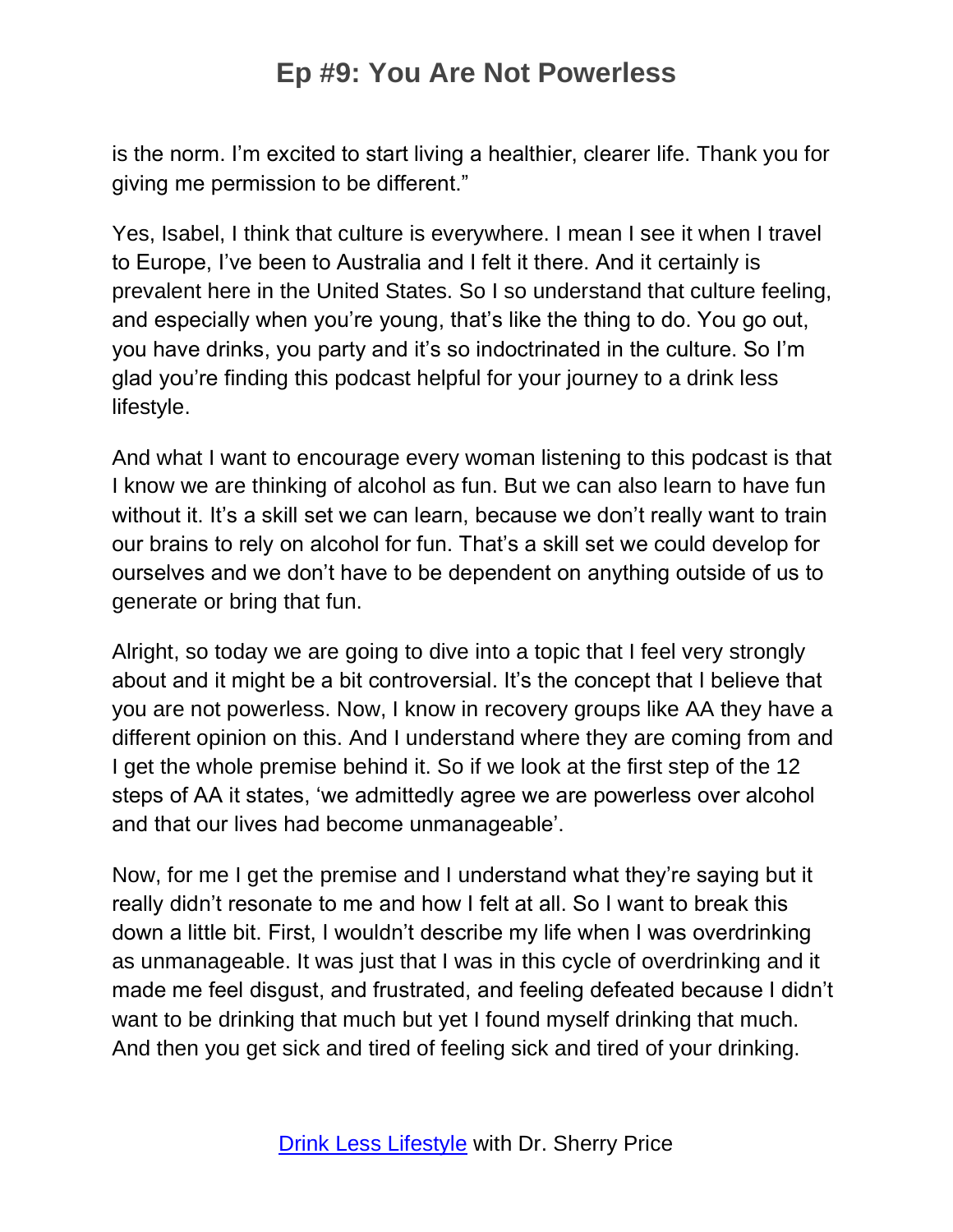is the norm. I'm excited to start living a healthier, clearer life. Thank you for giving me permission to be different."

Yes, Isabel, I think that culture is everywhere. I mean I see it when I travel to Europe, I've been to Australia and I felt it there. And it certainly is prevalent here in the United States. So I so understand that culture feeling, and especially when you're young, that's like the thing to do. You go out, you have drinks, you party and it's so indoctrinated in the culture. So I'm glad you're finding this podcast helpful for your journey to a drink less lifestyle.

And what I want to encourage every woman listening to this podcast is that I know we are thinking of alcohol as fun. But we can also learn to have fun without it. It's a skill set we can learn, because we don't really want to train our brains to rely on alcohol for fun. That's a skill set we could develop for ourselves and we don't have to be dependent on anything outside of us to generate or bring that fun.

Alright, so today we are going to dive into a topic that I feel very strongly about and it might be a bit controversial. It's the concept that I believe that you are not powerless. Now, I know in recovery groups like AA they have a different opinion on this. And I understand where they are coming from and I get the whole premise behind it. So if we look at the first step of the 12 steps of AA it states, 'we admittedly agree we are powerless over alcohol and that our lives had become unmanageable'.

Now, for me I get the premise and I understand what they're saying but it really didn't resonate to me and how I felt at all. So I want to break this down a little bit. First, I wouldn't describe my life when I was overdrinking as unmanageable. It was just that I was in this cycle of overdrinking and it made me feel disgust, and frustrated, and feeling defeated because I didn't want to be drinking that much but yet I found myself drinking that much. And then you get sick and tired of feeling sick and tired of your drinking.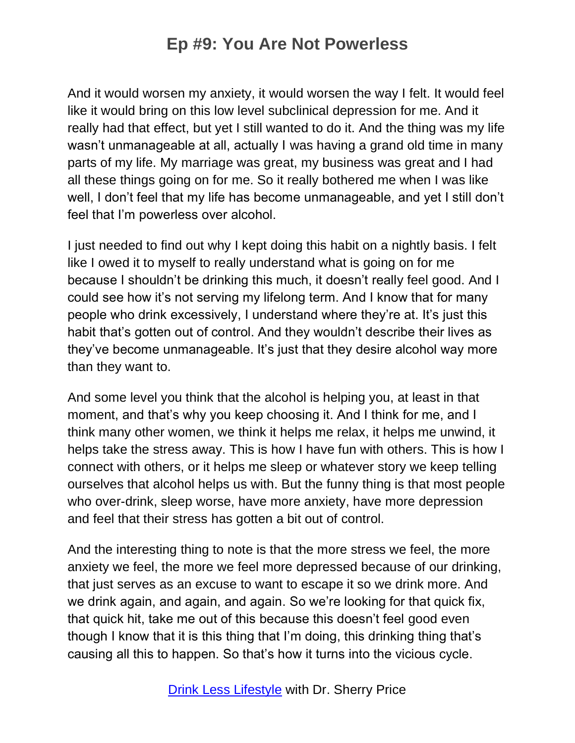And it would worsen my anxiety, it would worsen the way I felt. It would feel like it would bring on this low level subclinical depression for me. And it really had that effect, but yet I still wanted to do it. And the thing was my life wasn't unmanageable at all, actually I was having a grand old time in many parts of my life. My marriage was great, my business was great and I had all these things going on for me. So it really bothered me when I was like well, I don't feel that my life has become unmanageable, and yet I still don't feel that I'm powerless over alcohol.

I just needed to find out why I kept doing this habit on a nightly basis. I felt like I owed it to myself to really understand what is going on for me because I shouldn't be drinking this much, it doesn't really feel good. And I could see how it's not serving my lifelong term. And I know that for many people who drink excessively, I understand where they're at. It's just this habit that's gotten out of control. And they wouldn't describe their lives as they've become unmanageable. It's just that they desire alcohol way more than they want to.

And some level you think that the alcohol is helping you, at least in that moment, and that's why you keep choosing it. And I think for me, and I think many other women, we think it helps me relax, it helps me unwind, it helps take the stress away. This is how I have fun with others. This is how I connect with others, or it helps me sleep or whatever story we keep telling ourselves that alcohol helps us with. But the funny thing is that most people who over-drink, sleep worse, have more anxiety, have more depression and feel that their stress has gotten a bit out of control.

And the interesting thing to note is that the more stress we feel, the more anxiety we feel, the more we feel more depressed because of our drinking, that just serves as an excuse to want to escape it so we drink more. And we drink again, and again, and again. So we're looking for that quick fix, that quick hit, take me out of this because this doesn't feel good even though I know that it is this thing that I'm doing, this drinking thing that's causing all this to happen. So that's how it turns into the vicious cycle.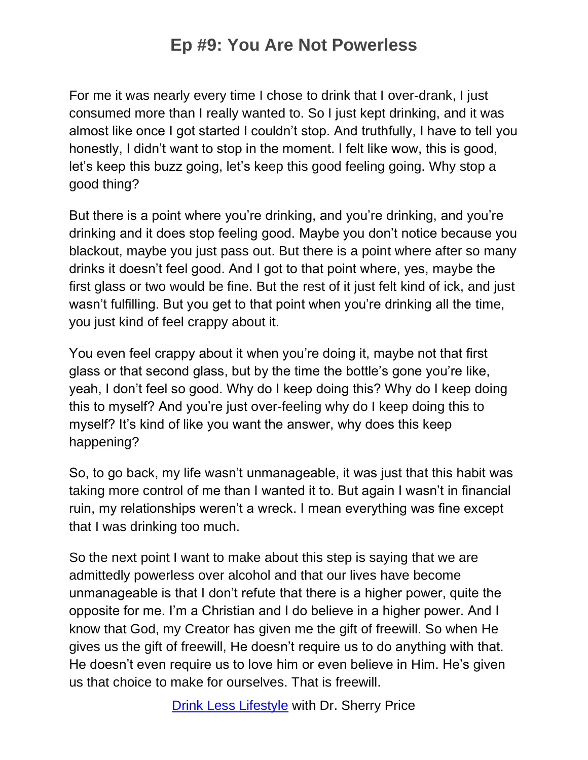For me it was nearly every time I chose to drink that I over-drank, I just consumed more than I really wanted to. So I just kept drinking, and it was almost like once I got started I couldn't stop. And truthfully, I have to tell you honestly, I didn't want to stop in the moment. I felt like wow, this is good, let's keep this buzz going, let's keep this good feeling going. Why stop a good thing?

But there is a point where you're drinking, and you're drinking, and you're drinking and it does stop feeling good. Maybe you don't notice because you blackout, maybe you just pass out. But there is a point where after so many drinks it doesn't feel good. And I got to that point where, yes, maybe the first glass or two would be fine. But the rest of it just felt kind of ick, and just wasn't fulfilling. But you get to that point when you're drinking all the time, you just kind of feel crappy about it.

You even feel crappy about it when you're doing it, maybe not that first glass or that second glass, but by the time the bottle's gone you're like, yeah, I don't feel so good. Why do I keep doing this? Why do I keep doing this to myself? And you're just over-feeling why do I keep doing this to myself? It's kind of like you want the answer, why does this keep happening?

So, to go back, my life wasn't unmanageable, it was just that this habit was taking more control of me than I wanted it to. But again I wasn't in financial ruin, my relationships weren't a wreck. I mean everything was fine except that I was drinking too much.

So the next point I want to make about this step is saying that we are admittedly powerless over alcohol and that our lives have become unmanageable is that I don't refute that there is a higher power, quite the opposite for me. I'm a Christian and I do believe in a higher power. And I know that God, my Creator has given me the gift of freewill. So when He gives us the gift of freewill, He doesn't require us to do anything with that. He doesn't even require us to love him or even believe in Him. He's given us that choice to make for ourselves. That is freewill.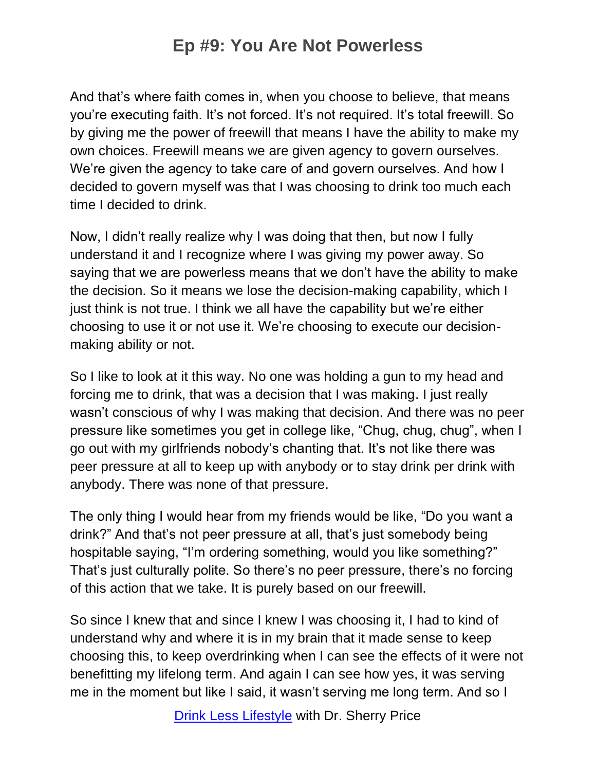And that's where faith comes in, when you choose to believe, that means you're executing faith. It's not forced. It's not required. It's total freewill. So by giving me the power of freewill that means I have the ability to make my own choices. Freewill means we are given agency to govern ourselves. We're given the agency to take care of and govern ourselves. And how I decided to govern myself was that I was choosing to drink too much each time I decided to drink.

Now, I didn't really realize why I was doing that then, but now I fully understand it and I recognize where I was giving my power away. So saying that we are powerless means that we don't have the ability to make the decision. So it means we lose the decision-making capability, which I just think is not true. I think we all have the capability but we're either choosing to use it or not use it. We're choosing to execute our decision-making ability or not.

So I like to look at it this way. No one was holding a gun to my head and forcing me to drink, that was a decision that I was making. I just really wasn't conscious of why I was making that decision. And there was no peer pressure like sometimes you get in college like, "Chug, chug, chug", when I go out with my girlfriends nobody's chanting that. It's not like there was peer pressure at all to keep up with anybody or to stay drink per drink with anybody. There was none of that pressure.

The only thing I would hear from my friends would be like, "Do you want a drink?" And that's not peer pressure at all, that's just somebody being hospitable saying, "I'm ordering something, would you like something?" That's just culturally polite. So there's no peer pressure, there's no forcing of this action that we take. It is purely based on our freewill.

So since I knew that and since I knew I was choosing it, I had to kind of understand why and where it is in my brain that it made sense to keep choosing this, to keep overdrinking when I can see the effects of it were not benefitting my lifelong term. And again I can see how yes, it was serving me in the moment but like I said, it wasn't serving me long term. And so I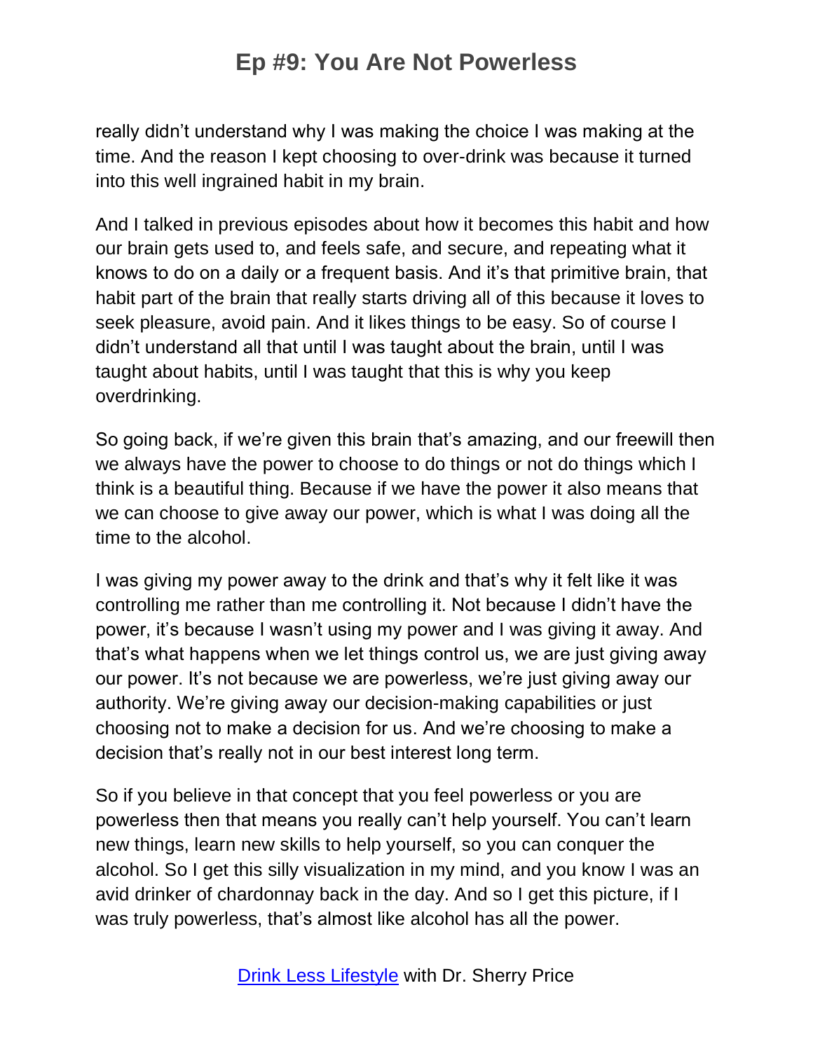really didn't understand why I was making the choice I was making at the time. And the reason I kept choosing to over-drink was because it turned into this well ingrained habit in my brain.

And I talked in previous episodes about how it becomes this habit and how our brain gets used to, and feels safe, and secure, and repeating what it knows to do on a daily or a frequent basis. And it's that primitive brain, that habit part of the brain that really starts driving all of this because it loves to seek pleasure, avoid pain. And it likes things to be easy. So of course I didn't understand all that until I was taught about the brain, until I was taught about habits, until I was taught that this is why you keep overdrinking.

So going back, if we're given this brain that's amazing, and our freewill then we always have the power to choose to do things or not do things which I think is a beautiful thing. Because if we have the power it also means that we can choose to give away our power, which is what I was doing all the time to the alcohol.

I was giving my power away to the drink and that's why it felt like it was controlling me rather than me controlling it. Not because I didn't have the power, it's because I wasn't using my power and I was giving it away. And that's what happens when we let things control us, we are just giving away our power. It's not because we are powerless, we're just giving away our authority. We're giving away our decision-making capabilities or just choosing not to make a decision for us. And we're choosing to make a decision that's really not in our best interest long term.

So if you believe in that concept that you feel powerless or you are powerless then that means you really can't help yourself. You can't learn new things, learn new skills to help yourself, so you can conquer the alcohol. So I get this silly visualization in my mind, and you know I was an avid drinker of chardonnay back in the day. And so I get this picture, if I was truly powerless, that's almost like alcohol has all the power.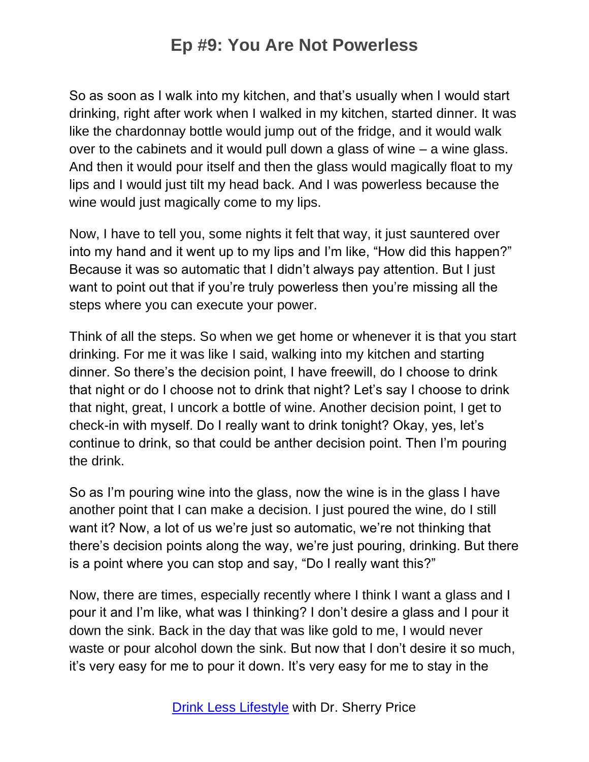So as soon as I walk into my kitchen, and that's usually when I would start drinking, right after work when I walked in my kitchen, started dinner. It was like the chardonnay bottle would jump out of the fridge, and it would walk over to the cabinets and it would pull down a glass of wine – a wine glass. And then it would pour itself and then the glass would magically float to my lips and I would just tilt my head back. And I was powerless because the wine would just magically come to my lips.

Now, I have to tell you, some nights it felt that way, it just sauntered over into my hand and it went up to my lips and I'm like, "How did this happen?" Because it was so automatic that I didn't always pay attention. But I just want to point out that if you're truly powerless then you're missing all the steps where you can execute your power.

Think of all the steps. So when we get home or whenever it is that you start drinking. For me it was like I said, walking into my kitchen and starting dinner. So there's the decision point, I have freewill, do I choose to drink that night or do I choose not to drink that night? Let's say I choose to drink that night, great, I uncork a bottle of wine. Another decision point, I get to check-in with myself. Do I really want to drink tonight? Okay, yes, let's continue to drink, so that could be anther decision point. Then I'm pouring the drink.

So as I'm pouring wine into the glass, now the wine is in the glass I have another point that I can make a decision. I just poured the wine, do I still want it? Now, a lot of us we're just so automatic, we're not thinking that there's decision points along the way, we're just pouring, drinking. But there is a point where you can stop and say, "Do I really want this?"

Now, there are times, especially recently where I think I want a glass and I pour it and I'm like, what was I thinking? I don't desire a glass and I pour it down the sink. Back in the day that was like gold to me, I would never waste or pour alcohol down the sink. But now that I don't desire it so much, it's very easy for me to pour it down. It's very easy for me to stay in the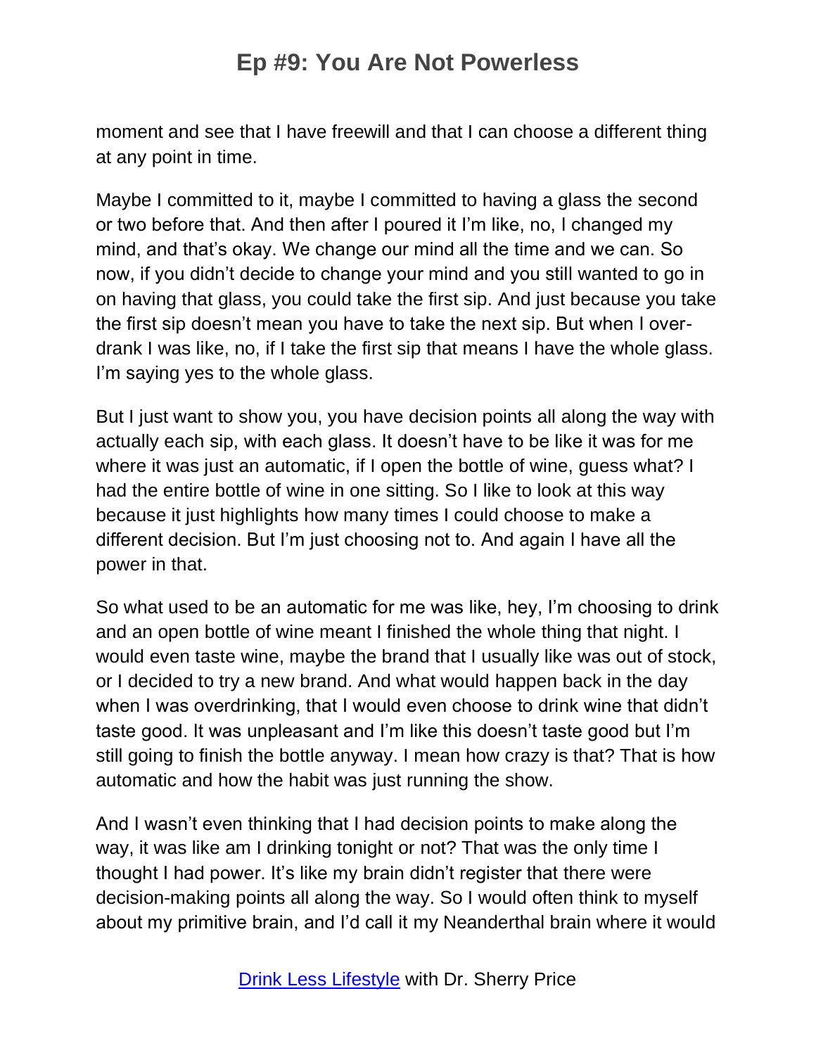moment and see that I have freewill and that I can choose a different thing at any point in time.

Maybe I committed to it, maybe I committed to having a glass the second or two before that. And then after I poured it I'm like, no, I changed my mind, and that's okay. We change our mind all the time and we can. So now, if you didn't decide to change your mind and you still wanted to go in on having that glass, you could take the first sip. And just because you take the first sip doesn't mean you have to take the next sip. But when I over-drank I was like, no, if I take the first sip that means I have the whole glass. I'm saying yes to the whole glass.

But I just want to show you, you have decision points all along the way with actually each sip, with each glass. It doesn't have to be like it was for me where it was just an automatic, if I open the bottle of wine, guess what? I had the entire bottle of wine in one sitting. So I like to look at this way because it just highlights how many times I could choose to make a different decision. But I'm just choosing not to. And again I have all the power in that.

So what used to be an automatic for me was like, hey, I'm choosing to drink and an open bottle of wine meant I finished the whole thing that night. I would even taste wine, maybe the brand that I usually like was out of stock, or I decided to try a new brand. And what would happen back in the day when I was overdrinking, that I would even choose to drink wine that didn't taste good. It was unpleasant and I'm like this doesn't taste good but I'm still going to finish the bottle anyway. I mean how crazy is that? That is how automatic and how the habit was just running the show.

And I wasn't even thinking that I had decision points to make along the way, it was like am I drinking tonight or not? That was the only time I thought I had power. It's like my brain didn't register that there were decision-making points all along the way. So I would often think to myself about my primitive brain, and I'd call it my Neanderthal brain where it would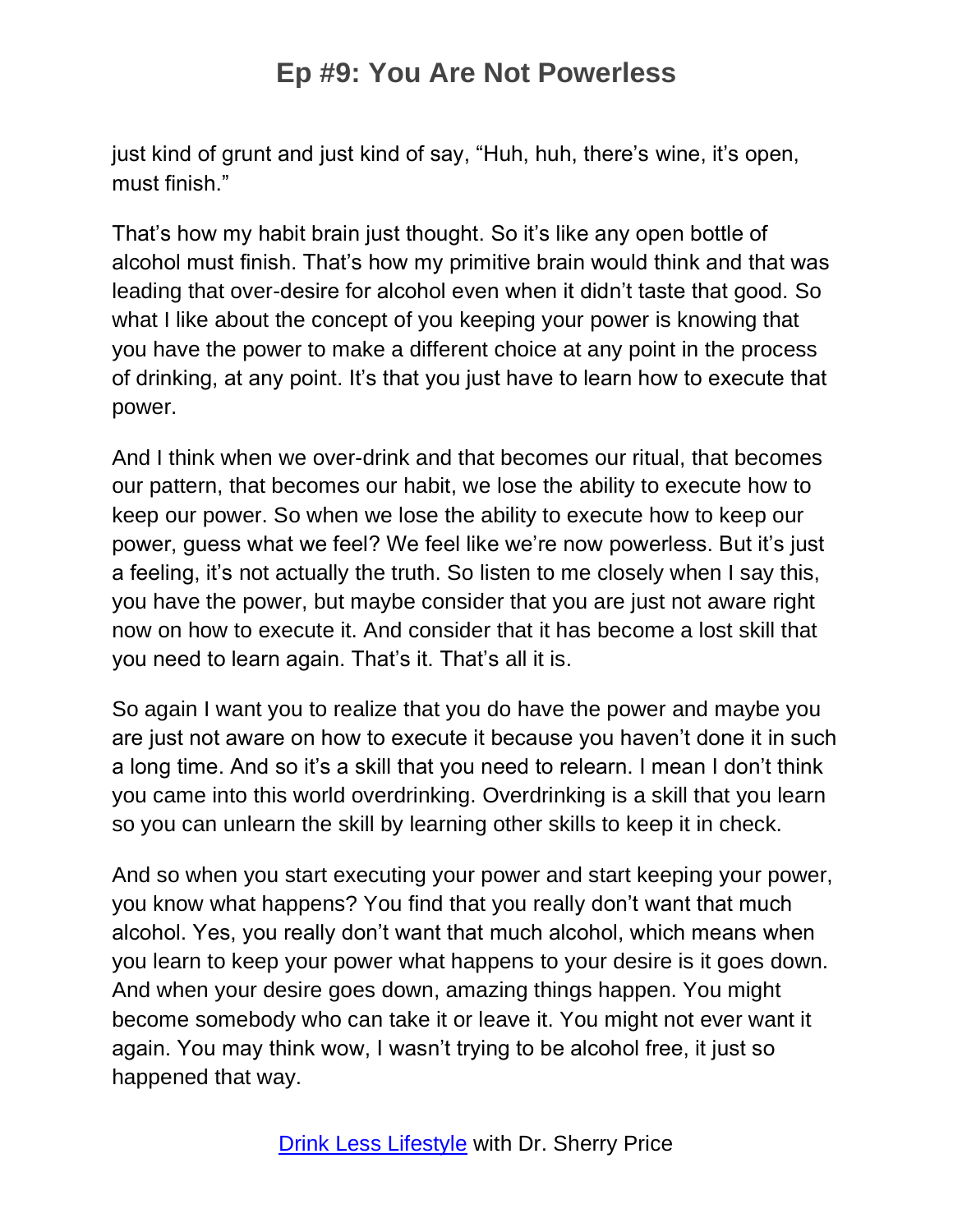just kind of grunt and just kind of say, “Huh, huh, there’s wine, it’s open, must finish.”

That’s how my habit brain just thought. So it’s like any open bottle of alcohol must finish. That’s how my primitive brain would think and that was leading that over-desire for alcohol even when it didn’t taste that good. So what I like about the concept of you keeping your power is knowing that you have the power to make a different choice at any point in the process of drinking, at any point. It’s that you just have to learn how to execute that power.

And I think when we over-drink and that becomes our ritual, that becomes our pattern, that becomes our habit, we lose the ability to execute how to keep our power. So when we lose the ability to execute how to keep our power, guess what we feel? We feel like we’re now powerless. But it’s just a feeling, it’s not actually the truth. So listen to me closely when I say this, you have the power, but maybe consider that you are just not aware right now on how to execute it. And consider that it has become a lost skill that you need to learn again. That’s it. That’s all it is.

So again I want you to realize that you do have the power and maybe you are just not aware on how to execute it because you haven’t done it in such a long time. And so it’s a skill that you need to relearn. I mean I don’t think you came into this world overdrinking. Overdrinking is a skill that you learn so you can unlearn the skill by learning other skills to keep it in check.

And so when you start executing your power and start keeping your power, you know what happens? You find that you really don’t want that much alcohol. Yes, you really don’t want that much alcohol, which means when you learn to keep your power what happens to your desire is it goes down. And when your desire goes down, amazing things happen. You might become somebody who can take it or leave it. You might not ever want it again. You may think wow, I wasn’t trying to be alcohol free, it just so happened that way.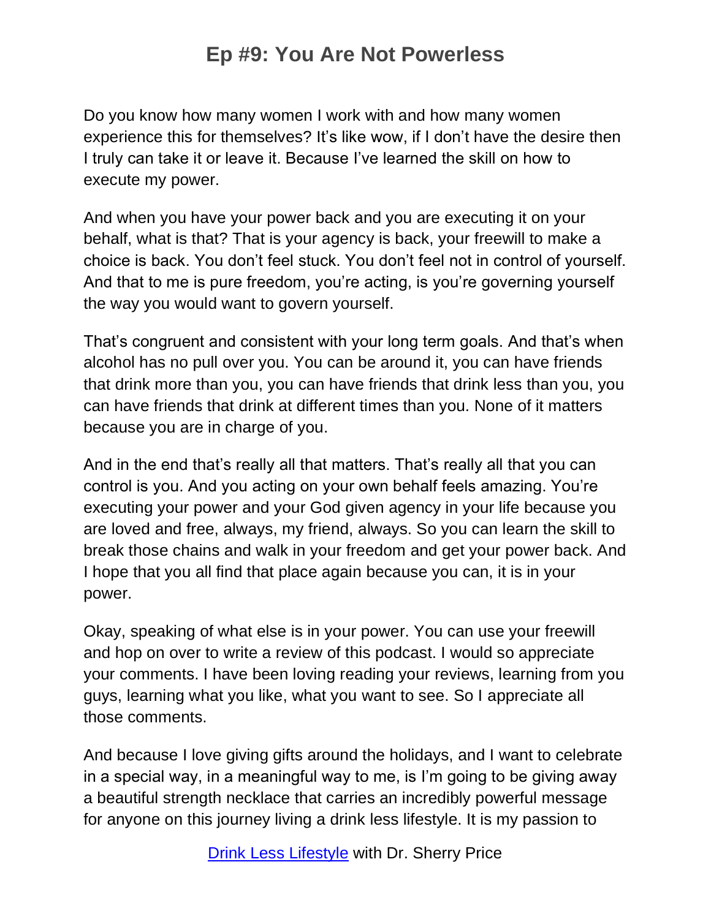Do you know how many women I work with and how many women experience this for themselves? It's like wow, if I don't have the desire then I truly can take it or leave it. Because I've learned the skill on how to execute my power.

And when you have your power back and you are executing it on your behalf, what is that? That is your agency is back, your freewill to make a choice is back. You don't feel stuck. You don't feel not in control of yourself. And that to me is pure freedom, you're acting, is you're governing yourself the way you would want to govern yourself.

That's congruent and consistent with your long term goals. And that's when alcohol has no pull over you. You can be around it, you can have friends that drink more than you, you can have friends that drink less than you, you can have friends that drink at different times than you. None of it matters because you are in charge of you.

And in the end that's really all that matters. That's really all that you can control is you. And you acting on your own behalf feels amazing. You're executing your power and your God given agency in your life because you are loved and free, always, my friend, always. So you can learn the skill to break those chains and walk in your freedom and get your power back. And I hope that you all find that place again because you can, it is in your power.

Okay, speaking of what else is in your power. You can use your freewill and hop on over to write a review of this podcast. I would so appreciate your comments. I have been loving reading your reviews, learning from you guys, learning what you like, what you want to see. So I appreciate all those comments.

And because I love giving gifts around the holidays, and I want to celebrate in a special way, in a meaningful way to me, is I'm going to be giving away a beautiful strength necklace that carries an incredibly powerful message for anyone on this journey living a drink less lifestyle. It is my passion to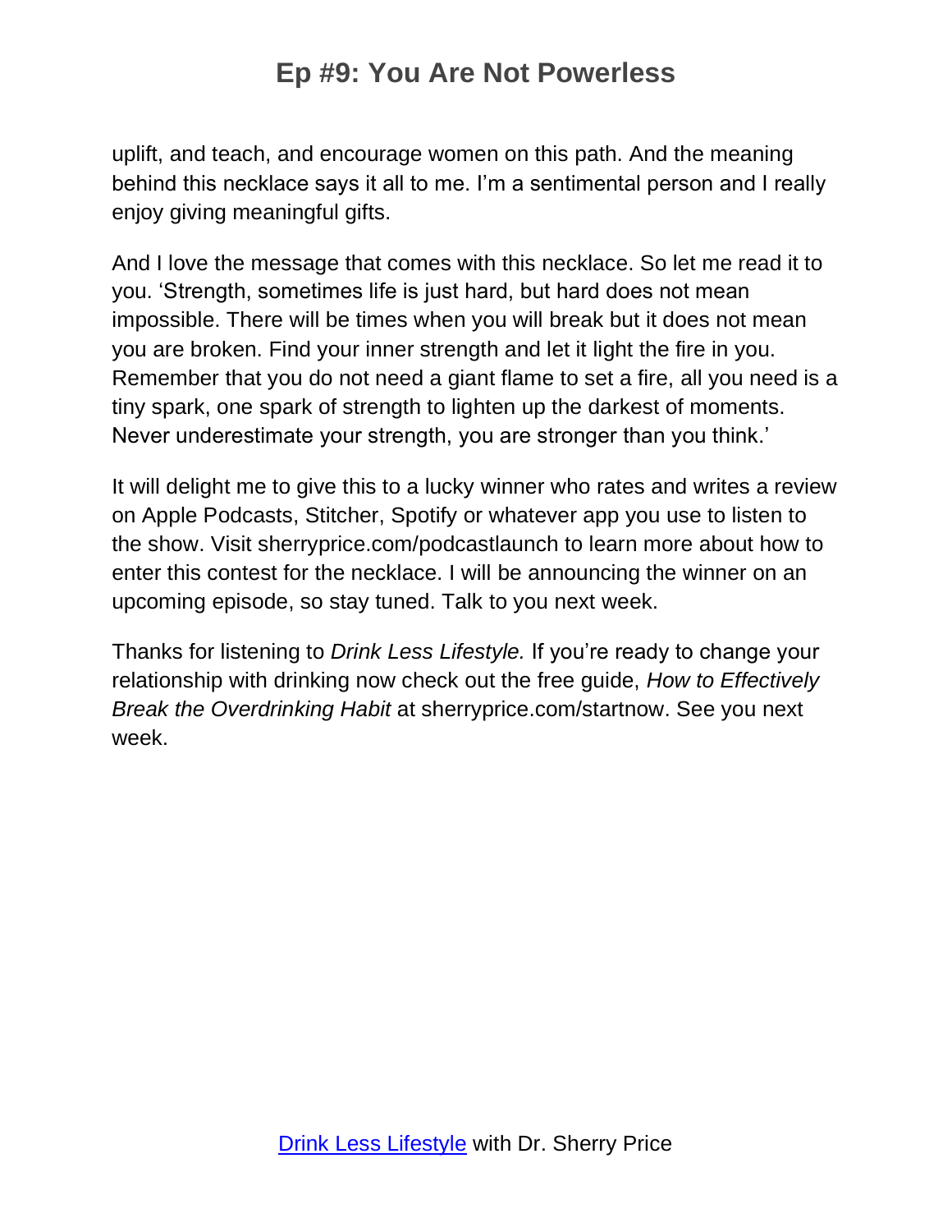uplift, and teach, and encourage women on this path. And the meaning behind this necklace says it all to me. I'm a sentimental person and I really enjoy giving meaningful gifts.

And I love the message that comes with this necklace. So let me read it to you. 'Strength, sometimes life is just hard, but hard does not mean impossible. There will be times when you will break but it does not mean you are broken. Find your inner strength and let it light the fire in you. Remember that you do not need a giant flame to set a fire, all you need is a tiny spark, one spark of strength to lighten up the darkest of moments. Never underestimate your strength, you are stronger than you think.'

It will delight me to give this to a lucky winner who rates and writes a review on Apple Podcasts, Stitcher, Spotify or whatever app you use to listen to the show. Visit sherryprice.com/podcastlaunch to learn more about how to enter this contest for the necklace. I will be announcing the winner on an upcoming episode, so stay tuned. Talk to you next week.

Thanks for listening to *Drink Less Lifestyle.* If you're ready to change your relationship with drinking now check out the free guide, *How to Effectively Break the Overdrinking Habit* at sherryprice.com/startnow. See you next week.